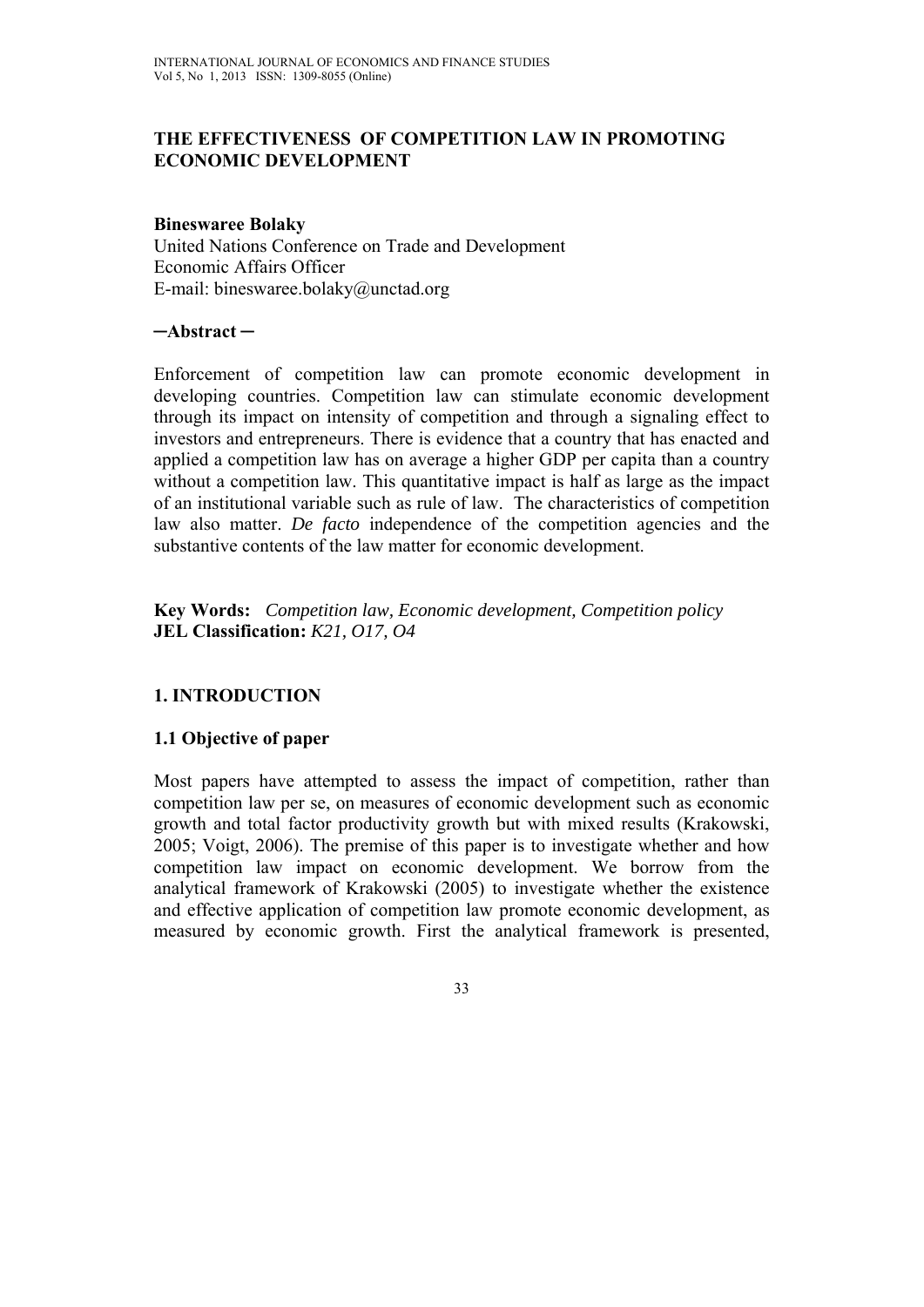# THE EFFECTIVENESS OF COMPETITION LAW IN PROMOTING ECONOMIC DEVELOPMENT

**Bineswaree Bolaky**
United Nations Conference on Trade and Development
Economic Affairs Officer
E-mail: bineswaree.bolaky@unctad.org

**─Abstract ─**

Enforcement of competition law can promote economic development in developing countries. Competition law can stimulate economic development through its impact on intensity of competition and through a signaling effect to investors and entrepreneurs. There is evidence that a country that has enacted and applied a competition law has on average a higher GDP per capita than a country without a competition law. This quantitative impact is half as large as the impact of an institutional variable such as rule of law. The characteristics of competition law also matter. *De facto* independence of the competition agencies and the substantive contents of the law matter for economic development.

**Key Words:** *Competition law, Economic development, Competition policy*
**JEL Classification:** *K21, O17, O4*

## 1. INTRODUCTION

### 1.1 Objective of paper

Most papers have attempted to assess the impact of competition, rather than competition law per se, on measures of economic development such as economic growth and total factor productivity growth but with mixed results (Krakowski, 2005; Voigt, 2006). The premise of this paper is to investigate whether and how competition law impact on economic development. We borrow from the analytical framework of Krakowski (2005) to investigate whether the existence and effective application of competition law promote economic development, as measured by economic growth. First the analytical framework is presented,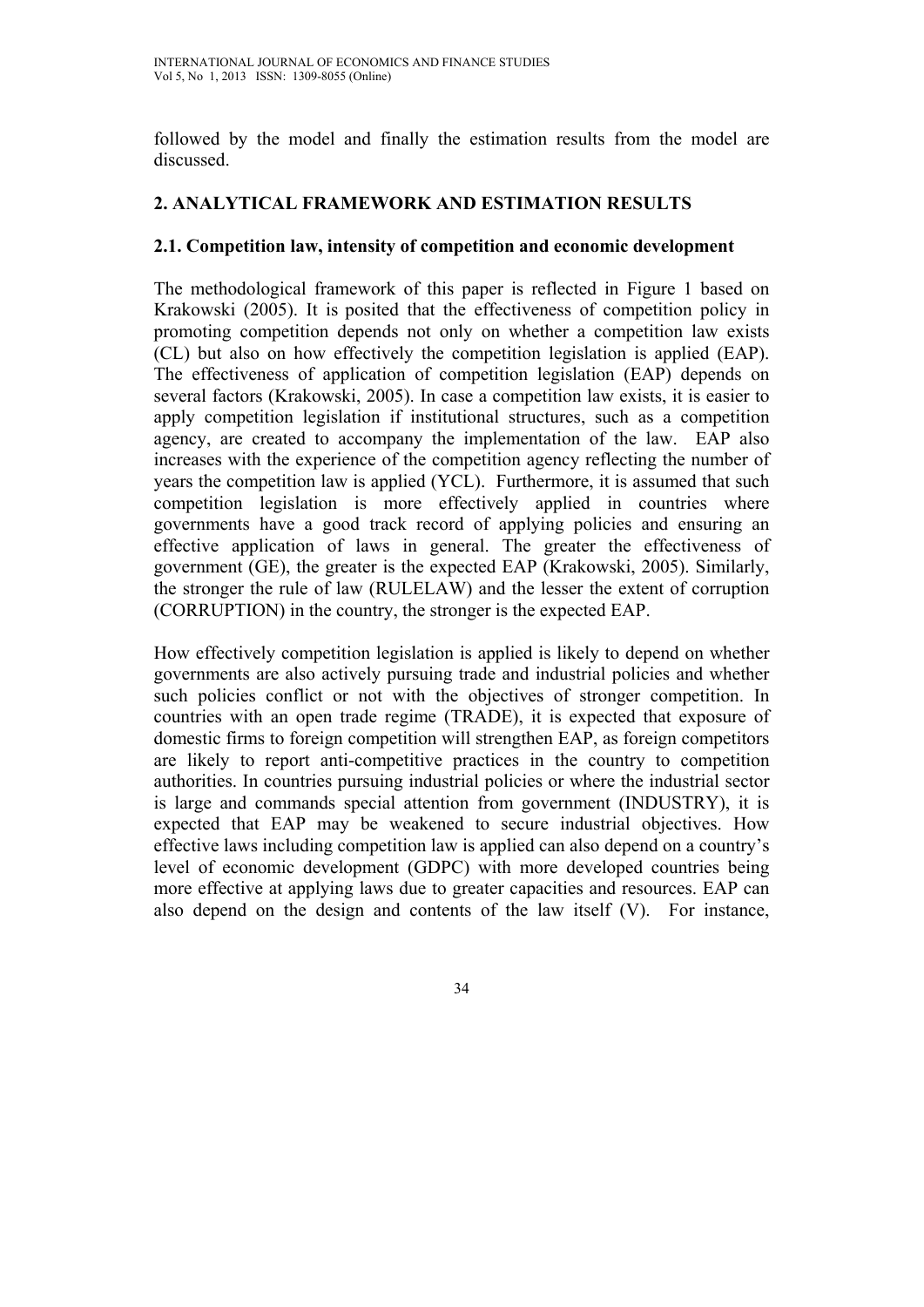followed by the model and finally the estimation results from the model are discussed.

## 2. ANALYTICAL FRAMEWORK AND ESTIMATION RESULTS

### 2.1. Competition law, intensity of competition and economic development

The methodological framework of this paper is reflected in Figure 1 based on Krakowski (2005). It is posited that the effectiveness of competition policy in promoting competition depends not only on whether a competition law exists (CL) but also on how effectively the competition legislation is applied (EAP). The effectiveness of application of competition legislation (EAP) depends on several factors (Krakowski, 2005). In case a competition law exists, it is easier to apply competition legislation if institutional structures, such as a competition agency, are created to accompany the implementation of the law. EAP also increases with the experience of the competition agency reflecting the number of years the competition law is applied (YCL). Furthermore, it is assumed that such competition legislation is more effectively applied in countries where governments have a good track record of applying policies and ensuring an effective application of laws in general. The greater the effectiveness of government (GE), the greater is the expected EAP (Krakowski, 2005). Similarly, the stronger the rule of law (RULELAW) and the lesser the extent of corruption (CORRUPTION) in the country, the stronger is the expected EAP.

How effectively competition legislation is applied is likely to depend on whether governments are also actively pursuing trade and industrial policies and whether such policies conflict or not with the objectives of stronger competition. In countries with an open trade regime (TRADE), it is expected that exposure of domestic firms to foreign competition will strengthen EAP, as foreign competitors are likely to report anti-competitive practices in the country to competition authorities. In countries pursuing industrial policies or where the industrial sector is large and commands special attention from government (INDUSTRY), it is expected that EAP may be weakened to secure industrial objectives. How effective laws including competition law is applied can also depend on a country's level of economic development (GDPC) with more developed countries being more effective at applying laws due to greater capacities and resources. EAP can also depend on the design and contents of the law itself (V). For instance,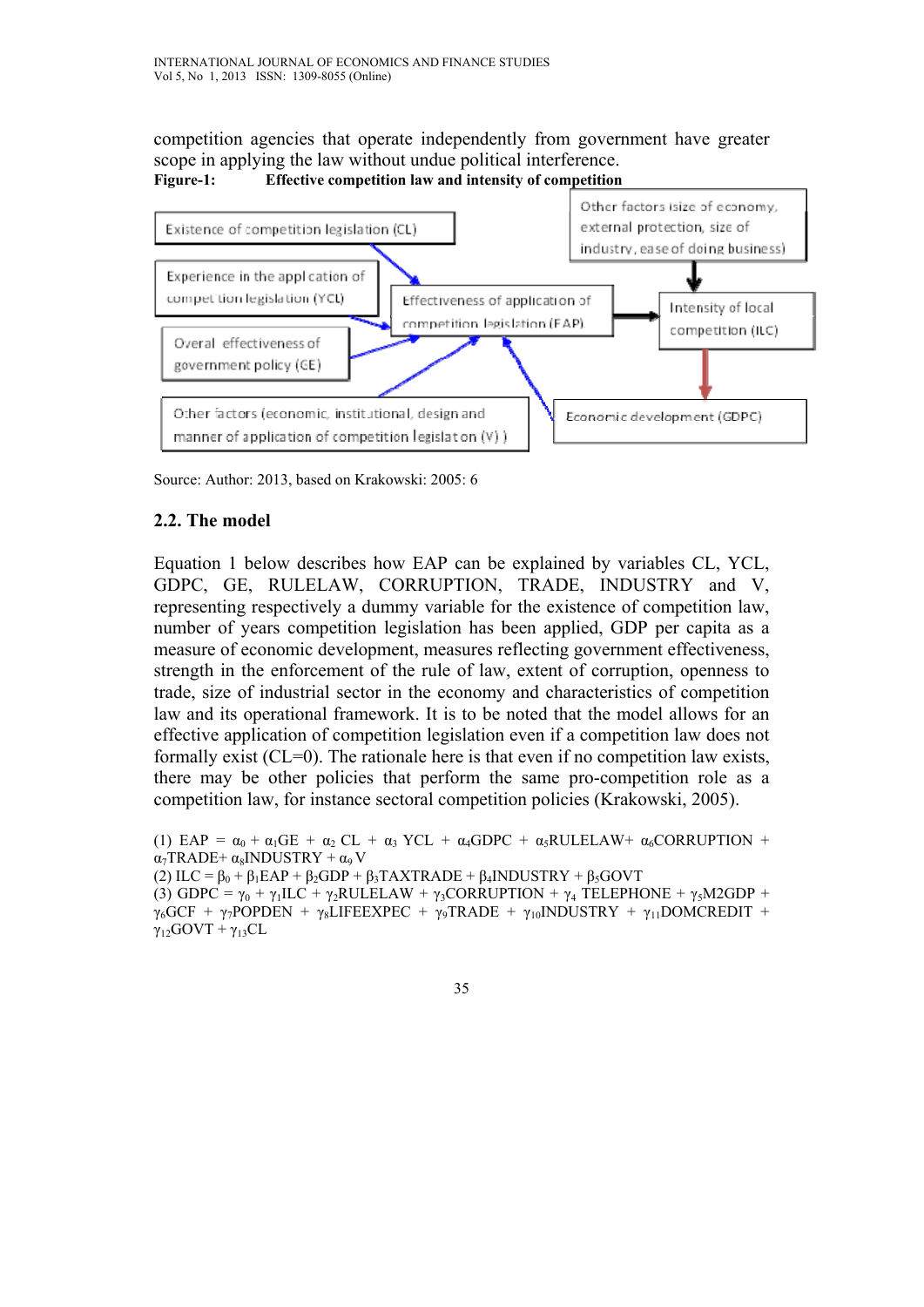competition agencies that operate independently from government have greater scope in applying the law without undue political interference.

**Figure-1: Effective competition law and intensity of competition**

Existence of competition legislation (CL)

Experience in the application of competition legislation (YCL)

Overal effectiveness of government policy (GE)

Other factors (economic, institutional, design and manner of application of competition legislation (V) )

Effectiveness of application of competition legislation (EAP)

Other factors (size of economy, external protection, size of industry, ease of doing business)

Intensity of local competition (ILC)

Economic development (GDPC)

Source: Author: 2013, based on Krakowski: 2005: 6

## 2.2. The model

Equation 1 below describes how EAP can be explained by variables CL, YCL, GDPC, GE, RULELAW, CORRUPTION, TRADE, INDUSTRY and V, representing respectively a dummy variable for the existence of competition law, number of years competition legislation has been applied, GDP per capita as a measure of economic development, measures reflecting government effectiveness, strength in the enforcement of the rule of law, extent of corruption, openness to trade, size of industrial sector in the economy and characteristics of competition law and its operational framework. It is to be noted that the model allows for an effective application of competition legislation even if a competition law does not formally exist (CL=0). The rationale here is that even if no competition law exists, there may be other policies that perform the same pro-competition role as a competition law, for instance sectoral competition policies (Krakowski, 2005).

(1) $EAP = \alpha_0 + \alpha_1 GE + \alpha_2 CL + \alpha_3 YCL + \alpha_4 GDPC + \alpha_5 RULELAW + \alpha_6 CORRUPTION + \alpha_7 TRADE + \alpha_8 INDUSTRY + \alpha_9 V$

(2) $ILC = \beta_0 + \beta_1 EAP + \beta_2 GDP + \beta_3 TAXTRADE + \beta_4 INDUSTRY + \beta_5 GOVT$

(3) $GDPC = \gamma_0 + \gamma_1 ILC + \gamma_2 RULELAW + \gamma_3 CORRUPTION + \gamma_4 TELEPHONE + \gamma_5 M2GDP + \gamma_6 GCF + \gamma_7 POPDEN + \gamma_8 LIFEEXPEC + \gamma_9 TRADE + \gamma_{10} INDUSTRY + \gamma_{11} DOMCREDIT + \gamma_{12} GOVT + \gamma_{13} CL$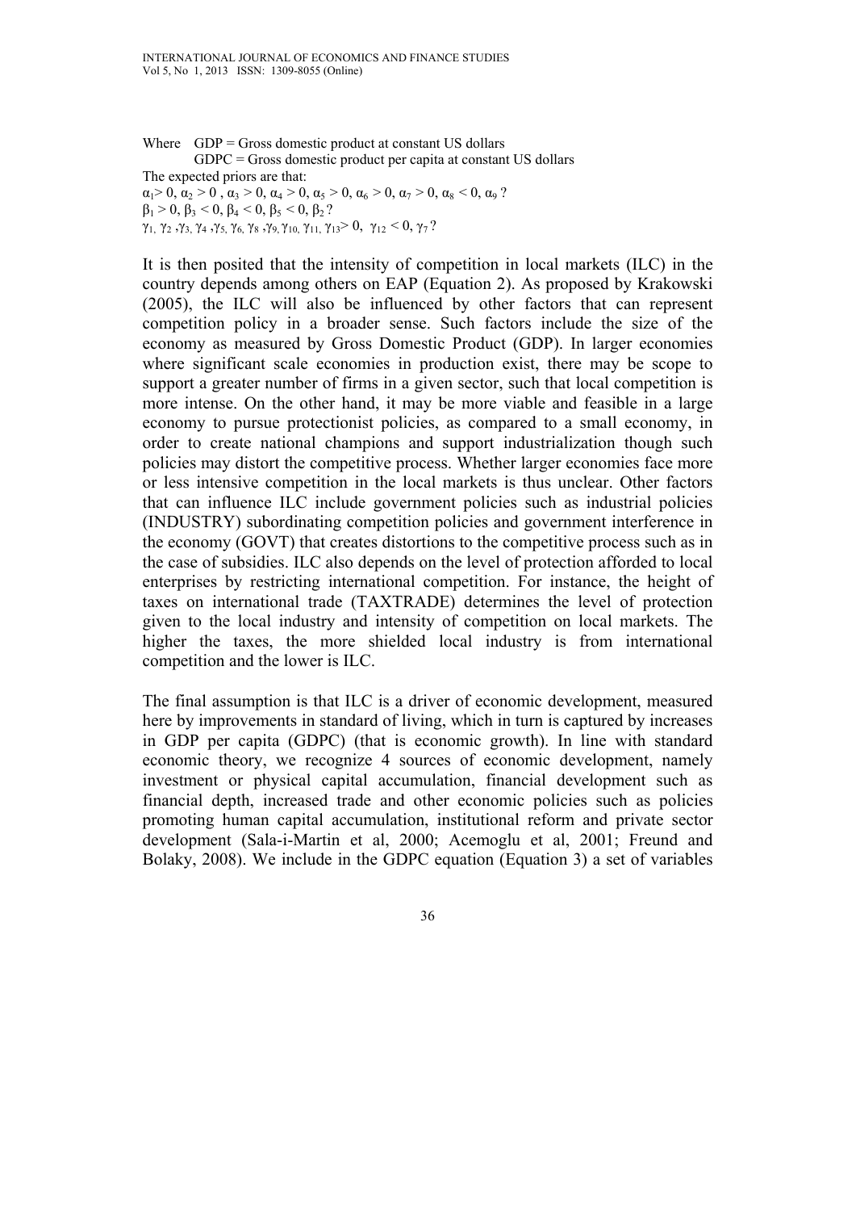Where GDP = Gross domestic product at constant US dollars
GDPC = Gross domestic product per capita at constant US dollars

The expected priors are that:

$\alpha_1 > 0$, $\alpha_2 > 0$ , $\alpha_3 > 0$, $\alpha_4 > 0$, $\alpha_5 > 0$, $\alpha_6 > 0$, $\alpha_7 > 0$, $\alpha_8 < 0$, $\alpha_9$ ?
$\beta_1 > 0$, $\beta_3 < 0$, $\beta_4 < 0$, $\beta_5 < 0$, $\beta_2$ ?
$\gamma_1, \gamma_2, \gamma_3, \gamma_4, \gamma_5, \gamma_6, \gamma_8, \gamma_9, \gamma_{10}, \gamma_{11}, \gamma_{13} > 0$, $\gamma_{12} < 0$, $\gamma_7$ ?

It is then posited that the intensity of competition in local markets (ILC) in the country depends among others on EAP (Equation 2). As proposed by Krakowski (2005), the ILC will also be influenced by other factors that can represent competition policy in a broader sense. Such factors include the size of the economy as measured by Gross Domestic Product (GDP). In larger economies where significant scale economies in production exist, there may be scope to support a greater number of firms in a given sector, such that local competition is more intense. On the other hand, it may be more viable and feasible in a large economy to pursue protectionist policies, as compared to a small economy, in order to create national champions and support industrialization though such policies may distort the competitive process. Whether larger economies face more or less intensive competition in the local markets is thus unclear. Other factors that can influence ILC include government policies such as industrial policies (INDUSTRY) subordinating competition policies and government interference in the economy (GOVT) that creates distortions to the competitive process such as in the case of subsidies. ILC also depends on the level of protection afforded to local enterprises by restricting international competition. For instance, the height of taxes on international trade (TAXTRADE) determines the level of protection given to the local industry and intensity of competition on local markets. The higher the taxes, the more shielded local industry is from international competition and the lower is ILC.

The final assumption is that ILC is a driver of economic development, measured here by improvements in standard of living, which in turn is captured by increases in GDP per capita (GDPC) (that is economic growth). In line with standard economic theory, we recognize 4 sources of economic development, namely investment or physical capital accumulation, financial development such as financial depth, increased trade and other economic policies such as policies promoting human capital accumulation, institutional reform and private sector development (Sala-i-Martin et al, 2000; Acemoglu et al, 2001; Freund and Bolaky, 2008). We include in the GDPC equation (Equation 3) a set of variables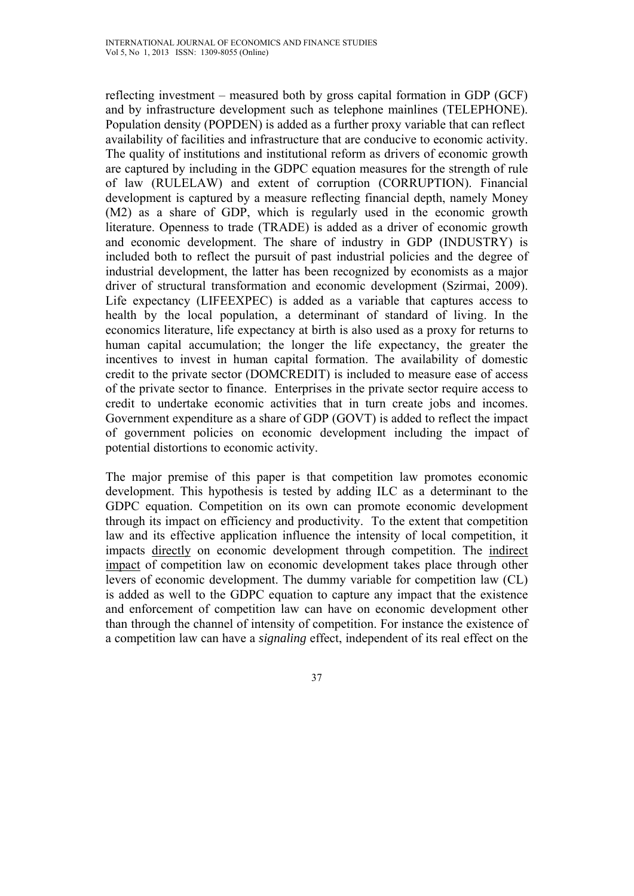reflecting investment – measured both by gross capital formation in GDP (GCF) and by infrastructure development such as telephone mainlines (TELEPHONE). Population density (POPDEN) is added as a further proxy variable that can reflect availability of facilities and infrastructure that are conducive to economic activity. The quality of institutions and institutional reform as drivers of economic growth are captured by including in the GDPC equation measures for the strength of rule of law (RULELAW) and extent of corruption (CORRUPTION). Financial development is captured by a measure reflecting financial depth, namely Money (M2) as a share of GDP, which is regularly used in the economic growth literature. Openness to trade (TRADE) is added as a driver of economic growth and economic development. The share of industry in GDP (INDUSTRY) is included both to reflect the pursuit of past industrial policies and the degree of industrial development, the latter has been recognized by economists as a major driver of structural transformation and economic development (Szirmai, 2009). Life expectancy (LIFEEXPEC) is added as a variable that captures access to health by the local population, a determinant of standard of living. In the economics literature, life expectancy at birth is also used as a proxy for returns to human capital accumulation; the longer the life expectancy, the greater the incentives to invest in human capital formation. The availability of domestic credit to the private sector (DOMCREDIT) is included to measure ease of access of the private sector to finance. Enterprises in the private sector require access to credit to undertake economic activities that in turn create jobs and incomes. Government expenditure as a share of GDP (GOVT) is added to reflect the impact of government policies on economic development including the impact of potential distortions to economic activity.

The major premise of this paper is that competition law promotes economic development. This hypothesis is tested by adding ILC as a determinant to the GDPC equation. Competition on its own can promote economic development through its impact on efficiency and productivity. To the extent that competition law and its effective application influence the intensity of local competition, it impacts directly on economic development through competition. The indirect impact of competition law on economic development takes place through other levers of economic development. The dummy variable for competition law (CL) is added as well to the GDPC equation to capture any impact that the existence and enforcement of competition law can have on economic development other than through the channel of intensity of competition. For instance the existence of a competition law can have a *signaling* effect, independent of its real effect on the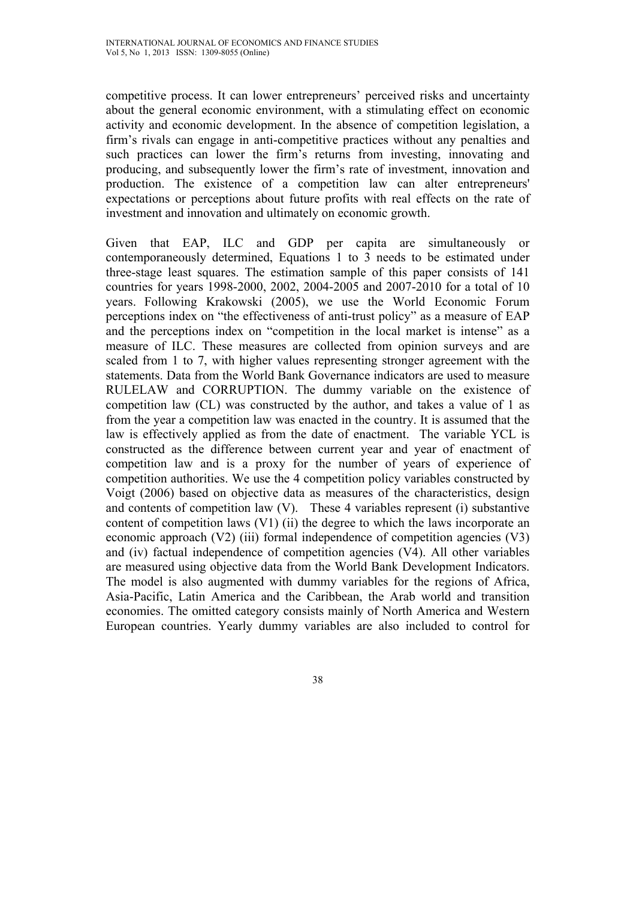competitive process. It can lower entrepreneurs' perceived risks and uncertainty about the general economic environment, with a stimulating effect on economic activity and economic development. In the absence of competition legislation, a firm's rivals can engage in anti-competitive practices without any penalties and such practices can lower the firm's returns from investing, innovating and producing, and subsequently lower the firm's rate of investment, innovation and production. The existence of a competition law can alter entrepreneurs' expectations or perceptions about future profits with real effects on the rate of investment and innovation and ultimately on economic growth.

Given that EAP, ILC and GDP per capita are simultaneously or contemporaneously determined, Equations 1 to 3 needs to be estimated under three-stage least squares. The estimation sample of this paper consists of 141 countries for years 1998-2000, 2002, 2004-2005 and 2007-2010 for a total of 10 years. Following Krakowski (2005), we use the World Economic Forum perceptions index on "the effectiveness of anti-trust policy" as a measure of EAP and the perceptions index on "competition in the local market is intense" as a measure of ILC. These measures are collected from opinion surveys and are scaled from 1 to 7, with higher values representing stronger agreement with the statements. Data from the World Bank Governance indicators are used to measure RULELAW and CORRUPTION. The dummy variable on the existence of competition law (CL) was constructed by the author, and takes a value of 1 as from the year a competition law was enacted in the country. It is assumed that the law is effectively applied as from the date of enactment. The variable YCL is constructed as the difference between current year and year of enactment of competition law and is a proxy for the number of years of experience of competition authorities. We use the 4 competition policy variables constructed by Voigt (2006) based on objective data as measures of the characteristics, design and contents of competition law (V). These 4 variables represent (i) substantive content of competition laws (V1) (ii) the degree to which the laws incorporate an economic approach (V2) (iii) formal independence of competition agencies (V3) and (iv) factual independence of competition agencies (V4). All other variables are measured using objective data from the World Bank Development Indicators. The model is also augmented with dummy variables for the regions of Africa, Asia-Pacific, Latin America and the Caribbean, the Arab world and transition economies. The omitted category consists mainly of North America and Western European countries. Yearly dummy variables are also included to control for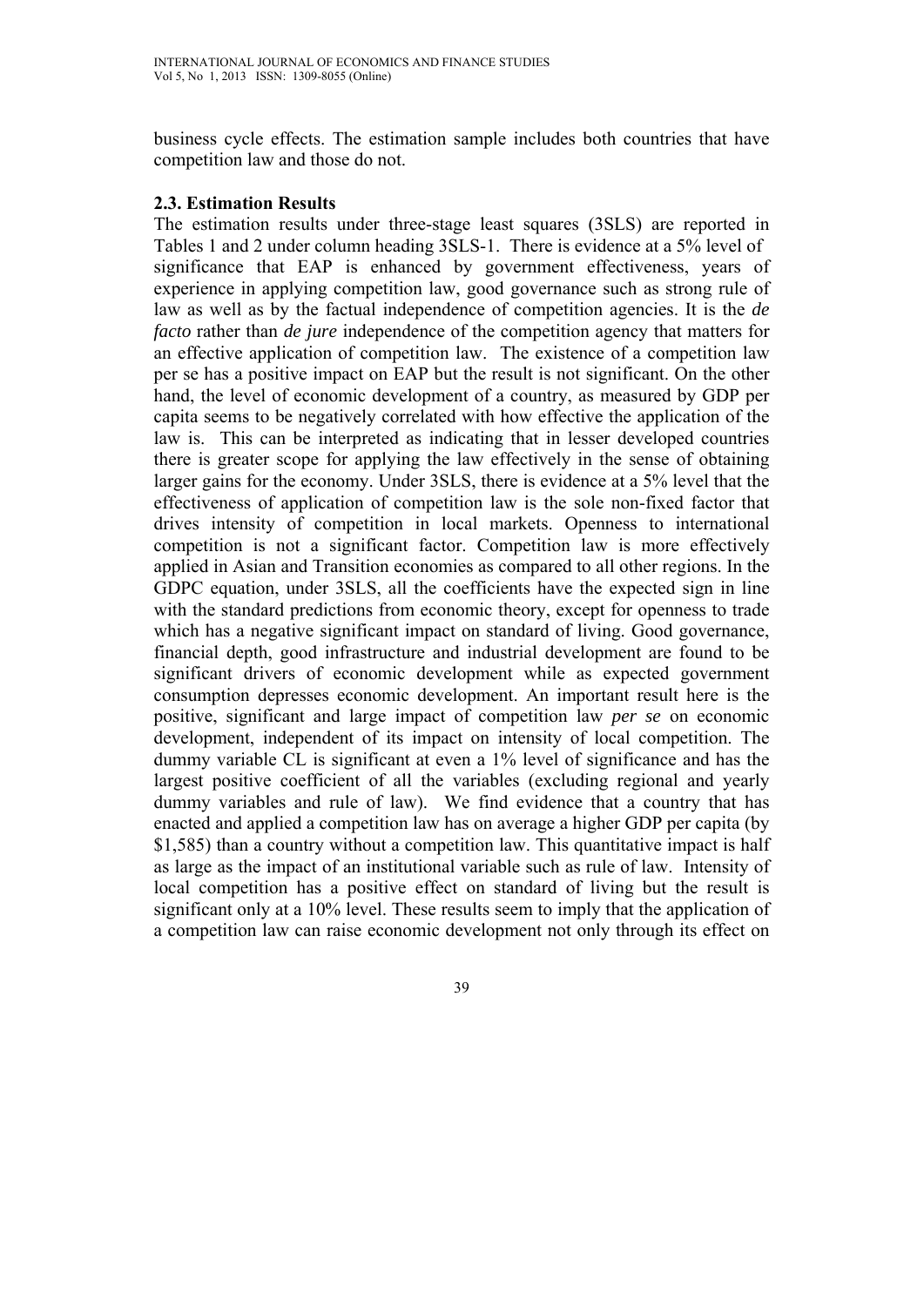business cycle effects. The estimation sample includes both countries that have competition law and those do not.

### 2.3. Estimation Results

The estimation results under three-stage least squares (3SLS) are reported in Tables 1 and 2 under column heading 3SLS-1. There is evidence at a 5% level of significance that EAP is enhanced by government effectiveness, years of experience in applying competition law, good governance such as strong rule of law as well as by the factual independence of competition agencies. It is the *de facto* rather than *de jure* independence of the competition agency that matters for an effective application of competition law. The existence of a competition law per se has a positive impact on EAP but the result is not significant. On the other hand, the level of economic development of a country, as measured by GDP per capita seems to be negatively correlated with how effective the application of the law is. This can be interpreted as indicating that in lesser developed countries there is greater scope for applying the law effectively in the sense of obtaining larger gains for the economy. Under 3SLS, there is evidence at a 5% level that the effectiveness of application of competition law is the sole non-fixed factor that drives intensity of competition in local markets. Openness to international competition is not a significant factor. Competition law is more effectively applied in Asian and Transition economies as compared to all other regions. In the GDPC equation, under 3SLS, all the coefficients have the expected sign in line with the standard predictions from economic theory, except for openness to trade which has a negative significant impact on standard of living. Good governance, financial depth, good infrastructure and industrial development are found to be significant drivers of economic development while as expected government consumption depresses economic development. An important result here is the positive, significant and large impact of competition law *per se* on economic development, independent of its impact on intensity of local competition. The dummy variable CL is significant at even a 1% level of significance and has the largest positive coefficient of all the variables (excluding regional and yearly dummy variables and rule of law). We find evidence that a country that has enacted and applied a competition law has on average a higher GDP per capita (by $1,585) than a country without a competition law. This quantitative impact is half as large as the impact of an institutional variable such as rule of law. Intensity of local competition has a positive effect on standard of living but the result is significant only at a 10% level. These results seem to imply that the application of a competition law can raise economic development not only through its effect on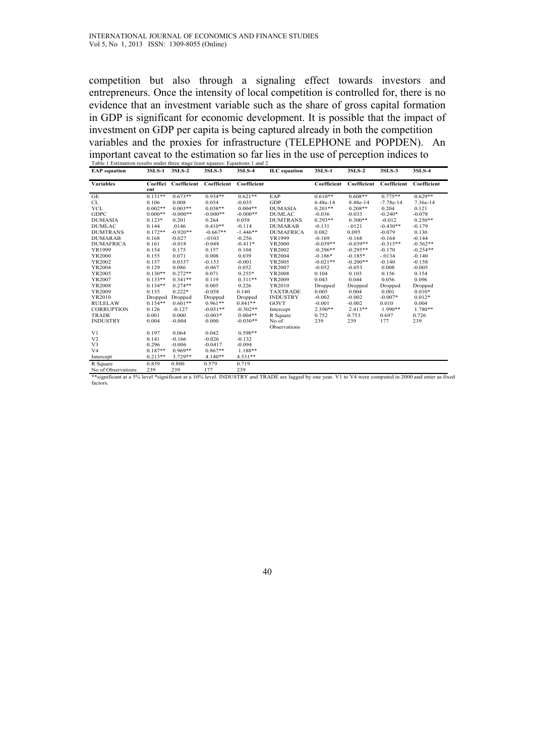competition but also through a signaling effect towards investors and entrepreneurs. Once the intensity of local competition is controlled for, there is no evidence that an investment variable such as the share of gross capital formation in GDP is significant for economic development. It is possible that the impact of investment on GDP per capita is being captured already in both the competition variables and the proxies for infrastructure (TELEPHONE and POPDEN). An important caveat to the estimation so far lies in the use of perception indices to

Table 1 Estimation results under three stage least squares: Equations 1 and 2

| EAP equation | 3SLS-1 | 3SLS-2 | 3SLS-3 | 3SLS-4 | ILC equation | 3SLS-1 | 3SLS-2 | 3SLS-3 | 3SLS-4 |
|---|---|---|---|---|---|---|---|---|---|
| Variables | Coefficient | Coefficient | Coefficient | Coefficient | | Coefficient | Coefficient | Coefficient | Coefficient |
| GE | 0.131** | 0.673** | 0.934** | 0.621** | EAP | 0.610** | 0.608** | 0.775** | 0.629** |
| CL | 0.106 | 0.008 | 0.054 | -0.035 | GDP | 6.48e-14 | 8.48e-14 | -7.78e-14 | 7.36e-14 |
| YCL | 0.002** | 0.003** | 0.038** | 0.004** | DUMASIA | 0.201** | 0.208** | 0.204 | 0.121 |
| GDPC | 0.000** | -0.000** | -0.000** | -0.000** | DUMLAC | -0.036 | -0.033 | -0.240* | -0.078 |
| DUMASIA | 0.123* | 0.201 | 0.264 | 0.058 | DUMTRANS | 0.293** | 0.300** | -0.012 | 0.250** |
| DUMLAC | 0.144 | .0146 | 0.410** | -0.114 | DUMARAB | -0.131 | -.0121 | -0.430** | -0.179 |
| DUMTRANS | 0.172** | -0.920** | -0.667** | -1.446** | DUMAFRICA | 0.082 | 0.095 | -0.079 | 0.130 |
| DUMARAB | 0.168 | -0.027 | -.0103 | -0.256 | YR1999 | -0.169 | -0.168 | -0.164 | -0.144 |
| DUMAFRICA | 0.161 | -0.018 | -0.048 | -0.411* | YR2000 | -0.039** | -0.039** | -0.315** | -0.362** |
| YR1999 | 0.154 | 0.175 | 0.157 | 0.104 | YR2002 | -0.296** | -0.295** | -0.170 | -0.254** |
| YR2000 | 0.155 | 0.071 | 0.008 | 0.039 | YR2004 | -0.186* | -0.185* | -.0134 | -0.140 |
| YR2002 | 0.137 | 0.0337 | -0.153 | -0.001 | YR2005 | -0.021** | -0.200** | -0.140 | -0.158 |
| YR2004 | 0.129 | 0.086 | -0.067 | 0.052 | YR2007 | -0.052 | -0.053 | 0.008 | -0.005 |
| YR2005 | 0.130** | 0.272** | 0.071 | 0.255* | YR2008 | 0.104 | 0.103 | 0.156 | 0.154 |
| YR2007 | 0.133** | 0.341** | 0.119 | 0.311** | YR2009 | 0.043 | 0.044 | 0.056 | 0.096 |
| YR2008 | 0.134** | 0.274** | 0.005 | 0.226 | YR2010 | Dropped | Dropped | Dropped | Dropped |
| YR2009 | 0.135 | 0.222* | -0.058 | 0.140 | TAXTRADE | 0.005 | 0.004 | 0.001 | 0.010* |
| YR2010 | Dropped | Dropped | Dropped | Dropped | INDUSTRY | -0.002 | -0.002 | -0.007* | 0.012* |
| RULELAW | 0.154** | 0.601** | 0.961** | 0.841** | GOVT | -0.001 | -0.002 | 0.010 | 0.004 |
| CORRUPTION | 0.126 | -0.127 | -0.051** | -0.302** | Intercept | 2.390** | 2.413** | 1.990** | 1.780** |
| TRADE | 0.001 | 0.000 | -0.003* | 0.004** | R Square | 0.752 | 0.753 | 0.697 | 0.726 |
| INDUSTRY | 0.004 | -0.004 | 0.000 | -0.030** | No of Observations | 239 | 239 | 177 | 239 |
| V1 | 0.197 | 0.064 | 0.042 | 0.598** | | | | | |
| V2 | 0.141 | -0.166 | -0.026 | -0.132 | | | | | |
| V3 | 0.296 | -0.006 | -0.0417 | -0.094 | | | | | |
| V4 | 0.187** | 0.969** | 0.867** | 1.188** | | | | | |
| Intercept | 0.213** | 3.729** | 4.140** | 4.531** | | | | | |
| R Square | 0.839 | 0.800 | 0.579 | 0.719 | | | | | |
| No of Observations | 239 | 239 | 177 | 239 | | | | | |

**significant at a 5% level *significant at a 10% level. INDUSTRY and TRADE are lagged by one year. V1 to V4 were computed in 2000 and enter as fixed factors.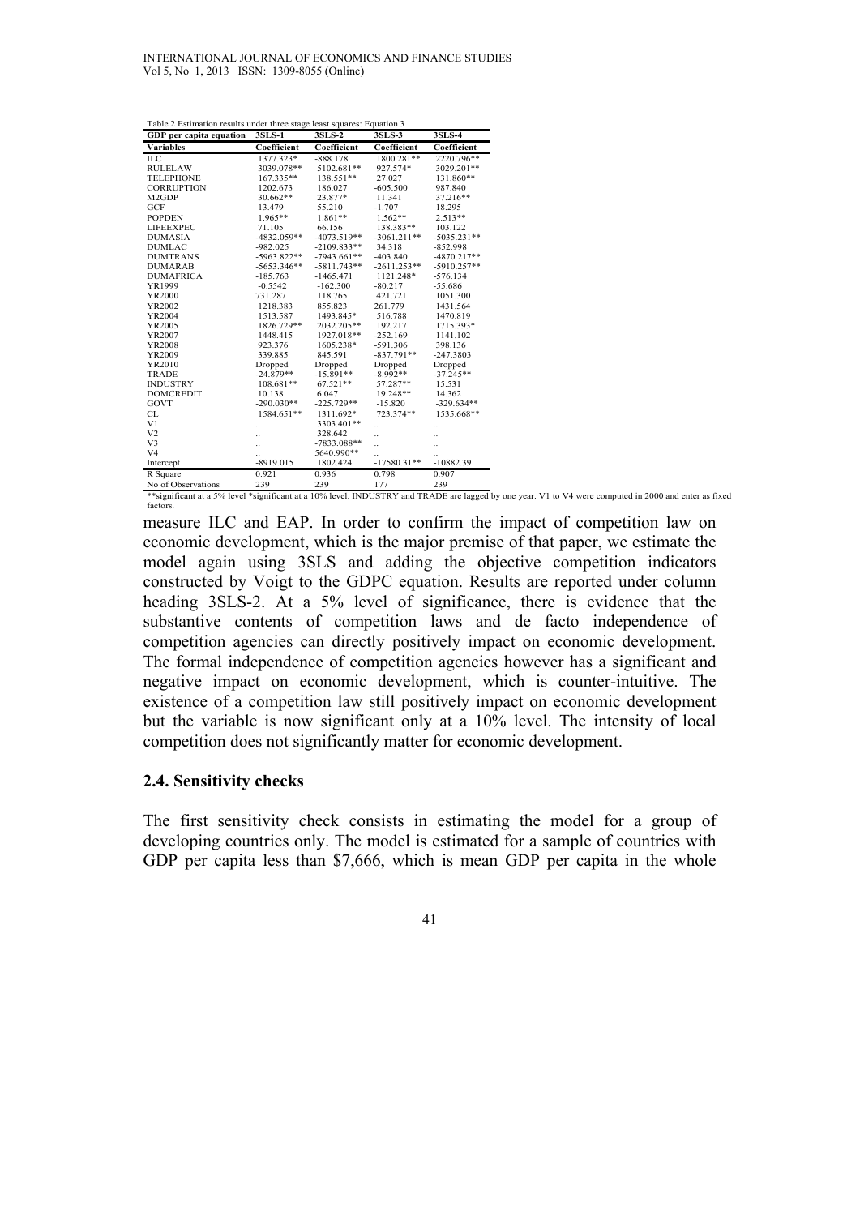Table 2 Estimation results under three stage least squares: Equation 3

| GDP per capita equation | 3SLS-1 | 3SLS-2 | 3SLS-3 | 3SLS-4 |
|---|---|---|---|---|
| Variables | Coefficient | Coefficient | Coefficient | Coefficient |
| ILC | 1377.323* | -888.178 | 1800.281** | 2220.796** |
| RULELAW | 3039.078** | 5102.681** | 927.574* | 3029.201** |
| TELEPHONE | 167.335** | 138.551** | 27.027 | 131.860** |
| CORRUPTION | 1202.673 | 186.027 | -605.500 | 987.840 |
| M2GDP | 30.662** | 23.877* | 11.341 | 37.216** |
| GCF | 13.479 | 55.210 | -1.707 | 18.295 |
| POPDEN | 1.965** | 1.861** | 1.562** | 2.513** |
| LIFEEXPEC | 71.105 | 66.156 | 138.383** | 103.122 |
| DUMASIA | -4832.059** | -4073.519** | -3061.211** | -5035.231** |
| DUMLAC | -982.025 | -2109.833** | 34.318 | -852.998 |
| DUMTRANS | -5963.822** | -7943.661** | -403.840 | -4870.217** |
| DUMARAB | -5653.346** | -5811.743** | -2611.253** | -5910.257** |
| DUMAFRICA | -185.763 | -1465.471 | 1121.248* | -576.134 |
| YR1999 | -0.5542 | -162.300 | -80.217 | -55.686 |
| YR2000 | 731.287 | 118.765 | 421.721 | 1051.300 |
| YR2002 | 1218.383 | 855.823 | 261.779 | 1431.564 |
| YR2004 | 1513.587 | 1493.845* | 516.788 | 1470.819 |
| YR2005 | 1826.729** | 2032.205** | 192.217 | 1715.393* |
| YR2007 | 1448.415 | 1927.018** | -252.169 | 1141.102 |
| YR2008 | 923.376 | 1605.238* | -591.306 | 398.136 |
| YR2009 | 339.885 | 845.591 | -837.791** | -247.3803 |
| YR2010 | Dropped | Dropped | Dropped | Dropped |
| TRADE | -24.879** | -15.891** | -8.992** | -37.245** |
| INDUSTRY | 108.681** | 67.521** | 57.287** | 15.531 |
| DOMCREDIT | 10.138 | 6.047 | 19.248** | 14.362 |
| GOVT | -290.030** | -225.729** | -15.820 | -329.634** |
| CL | 1584.651** | 1311.692* | 723.374** | 1535.668** |
| V1 | .. | 3303.401** | .. | .. |
| V2 | .. | 328.642 | .. | .. |
| V3 | .. | -7833.088** | .. | .. |
| V4 | .. | 5640.990** | .. | .. |
| Intercept | -8919.015 | 1802.424 | -17580.31** | -10882.39 |
| R Square | 0.921 | 0.936 | 0.798 | 0.907 |
| No of Observations | 239 | 239 | 177 | 239 |

**significant at a 5% level *significant at a 10% level. INDUSTRY and TRADE are lagged by one year. V1 to V4 were computed in 2000 and enter as fixed factors.

measure ILC and EAP. In order to confirm the impact of competition law on economic development, which is the major premise of that paper, we estimate the model again using 3SLS and adding the objective competition indicators constructed by Voigt to the GDPC equation. Results are reported under column heading 3SLS-2. At a 5% level of significance, there is evidence that the substantive contents of competition laws and de facto independence of competition agencies can directly positively impact on economic development. The formal independence of competition agencies however has a significant and negative impact on economic development, which is counter-intuitive. The existence of a competition law still positively impact on economic development but the variable is now significant only at a 10% level. The intensity of local competition does not significantly matter for economic development.

### 2.4. Sensitivity checks

The first sensitivity check consists in estimating the model for a group of developing countries only. The model is estimated for a sample of countries with GDP per capita less than $7,666, which is mean GDP per capita in the whole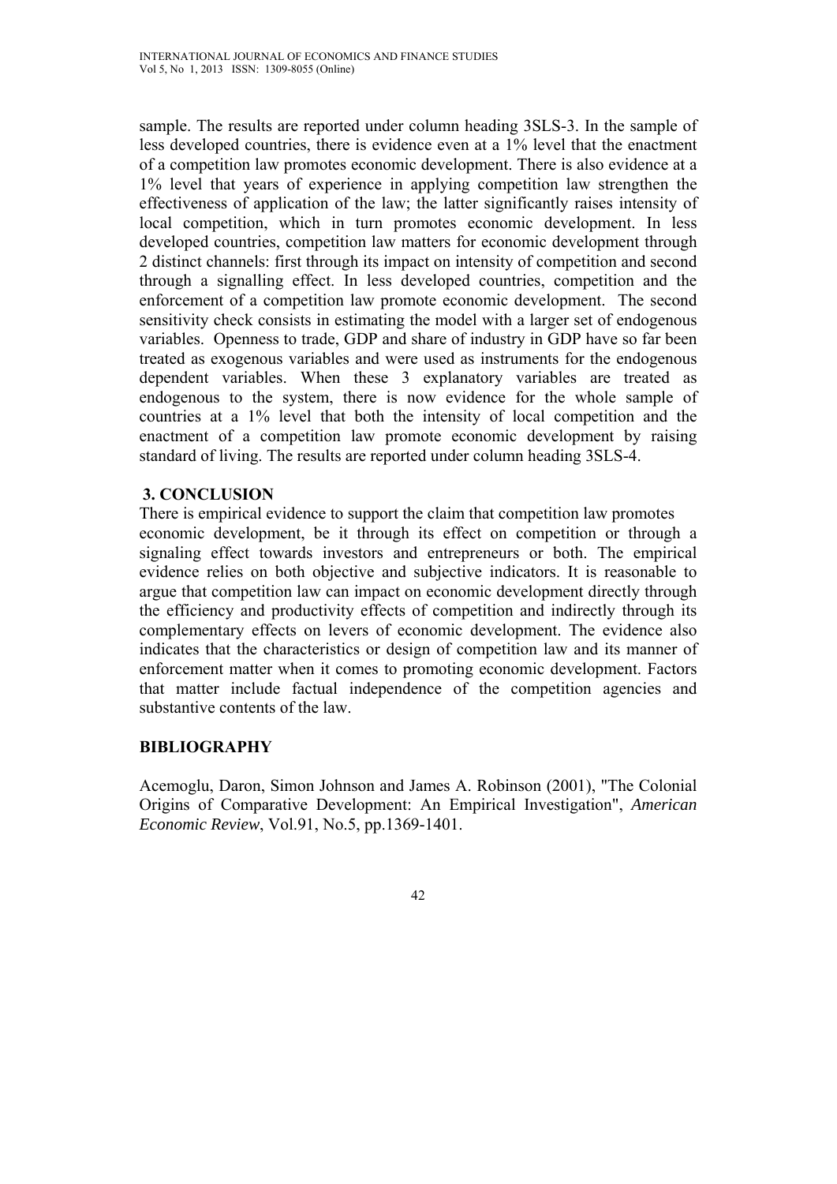sample. The results are reported under column heading 3SLS-3. In the sample of less developed countries, there is evidence even at a 1% level that the enactment of a competition law promotes economic development. There is also evidence at a 1% level that years of experience in applying competition law strengthen the effectiveness of application of the law; the latter significantly raises intensity of local competition, which in turn promotes economic development. In less developed countries, competition law matters for economic development through 2 distinct channels: first through its impact on intensity of competition and second through a signalling effect. In less developed countries, competition and the enforcement of a competition law promote economic development. The second sensitivity check consists in estimating the model with a larger set of endogenous variables. Openness to trade, GDP and share of industry in GDP have so far been treated as exogenous variables and were used as instruments for the endogenous dependent variables. When these 3 explanatory variables are treated as endogenous to the system, there is now evidence for the whole sample of countries at a 1% level that both the intensity of local competition and the enactment of a competition law promote economic development by raising standard of living. The results are reported under column heading 3SLS-4.

## 3. CONCLUSION

There is empirical evidence to support the claim that competition law promotes economic development, be it through its effect on competition or through a signaling effect towards investors and entrepreneurs or both. The empirical evidence relies on both objective and subjective indicators. It is reasonable to argue that competition law can impact on economic development directly through the efficiency and productivity effects of competition and indirectly through its complementary effects on levers of economic development. The evidence also indicates that the characteristics or design of competition law and its manner of enforcement matter when it comes to promoting economic development. Factors that matter include factual independence of the competition agencies and substantive contents of the law.

## BIBLIOGRAPHY

Acemoglu, Daron, Simon Johnson and James A. Robinson (2001), "The Colonial Origins of Comparative Development: An Empirical Investigation", *American Economic Review*, Vol.91, No.5, pp.1369-1401.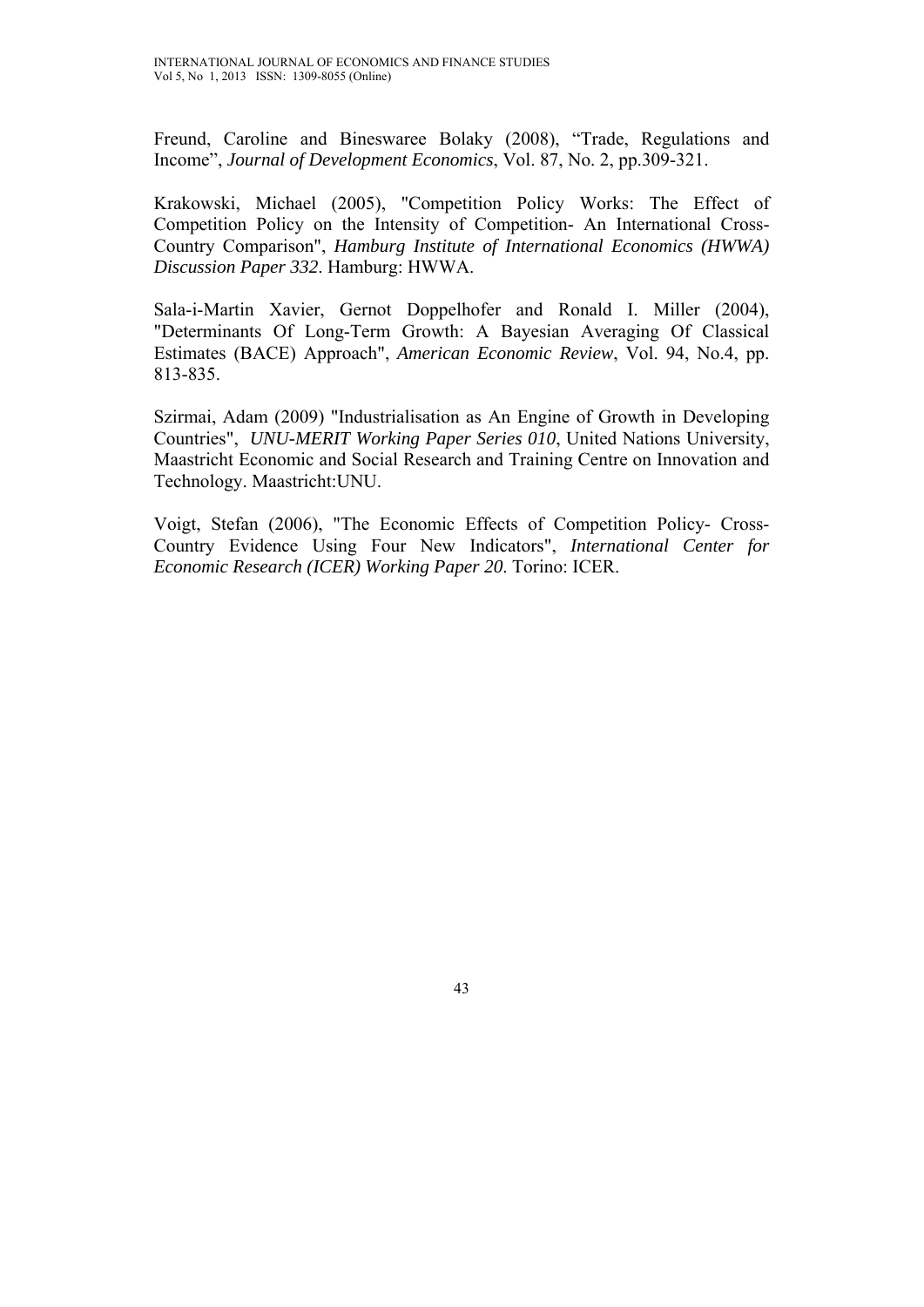Freund, Caroline and Bineswaree Bolaky (2008), “Trade, Regulations and Income”, *Journal of Development Economics*, Vol. 87, No. 2, pp.309-321.

Krakowski, Michael (2005), "Competition Policy Works: The Effect of Competition Policy on the Intensity of Competition- An International Cross-Country Comparison", *Hamburg Institute of International Economics (HWWA) Discussion Paper 332*. Hamburg: HWWA.

Sala-i-Martin Xavier, Gernot Doppelhofer and Ronald I. Miller (2004), "Determinants Of Long-Term Growth: A Bayesian Averaging Of Classical Estimates (BACE) Approach", *American Economic Review*, Vol. 94, No.4, pp. 813-835.

Szirmai, Adam (2009) "Industrialisation as An Engine of Growth in Developing Countries", *UNU-MERIT Working Paper Series 010*, United Nations University, Maastricht Economic and Social Research and Training Centre on Innovation and Technology. Maastricht:UNU.

Voigt, Stefan (2006), "The Economic Effects of Competition Policy- Cross-Country Evidence Using Four New Indicators", *International Center for Economic Research (ICER) Working Paper 20*. Torino: ICER.